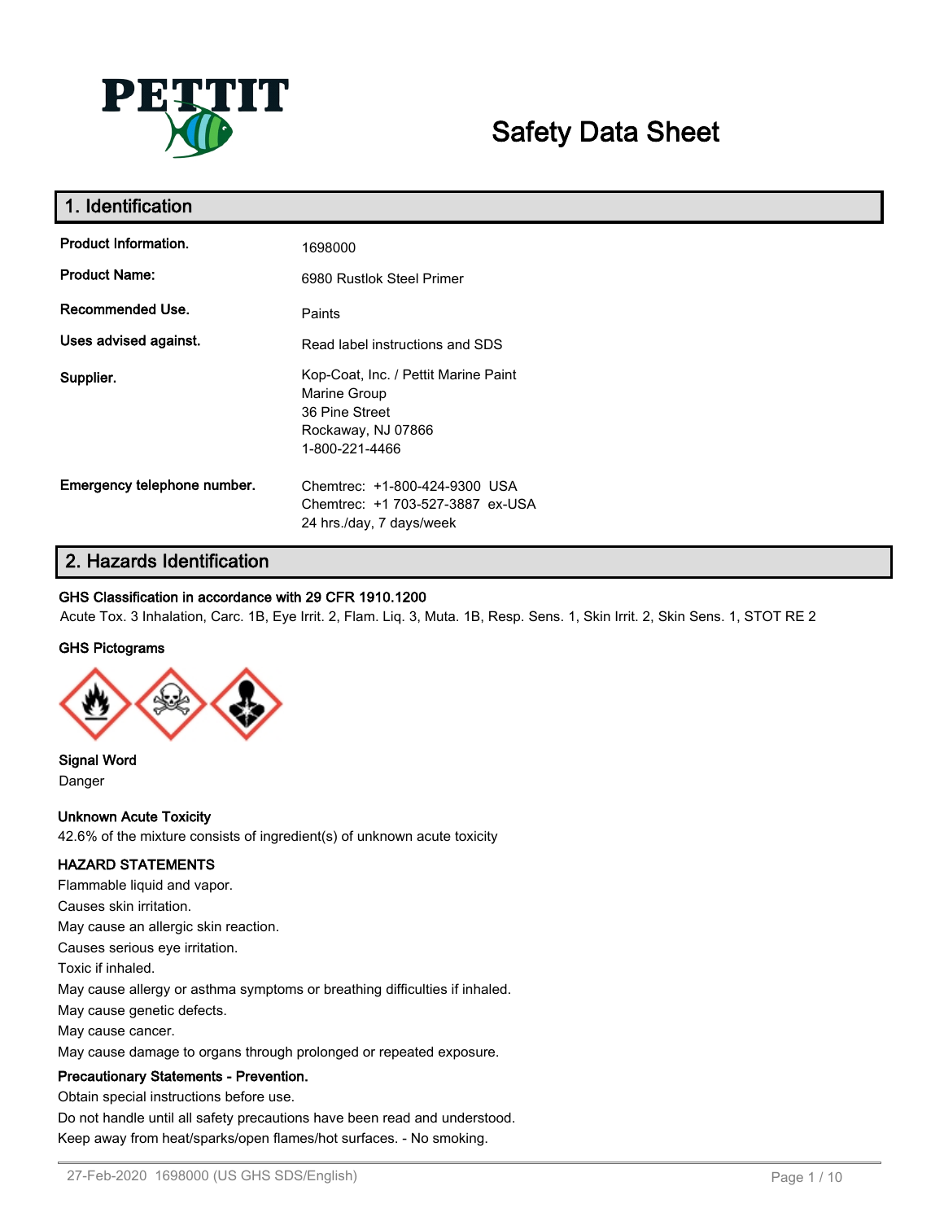# Safety Data Sheet

## 1. Identification

| | |
|---|---|
| **Product Information.** | 1698000 |
| **Product Name:** | 6980 Rustlok Steel Primer |
| **Recommended Use.** | Paints |
| **Uses advised against.** | Read label instructions and SDS |
| **Supplier.** | Kop-Coat, Inc. / Pettit Marine Paint<br>Marine Group<br>36 Pine Street<br>Rockaway, NJ 07866<br>1-800-221-4466 |
| **Emergency telephone number.** | Chemtrec: +1-800-424-9300 USA<br>Chemtrec: +1 703-527-3887 ex-USA<br>24 hrs./day, 7 days/week |

## 2. Hazards Identification

**GHS Classification in accordance with 29 CFR 1910.1200**

Acute Tox. 3 Inhalation, Carc. 1B, Eye Irrit. 2, Flam. Liq. 3, Muta. 1B, Resp. Sens. 1, Skin Irrit. 2, Skin Sens. 1, STOT RE 2

**GHS Pictograms**

**Signal Word**

Danger

**Unknown Acute Toxicity**

42.6% of the mixture consists of ingredient(s) of unknown acute toxicity

**HAZARD STATEMENTS**

Flammable liquid and vapor.

Causes skin irritation.

May cause an allergic skin reaction.

Causes serious eye irritation.

Toxic if inhaled.

May cause allergy or asthma symptoms or breathing difficulties if inhaled.

May cause genetic defects.

May cause cancer.

May cause damage to organs through prolonged or repeated exposure.

**Precautionary Statements - Prevention.**

Obtain special instructions before use.

Do not handle until all safety precautions have been read and understood.

Keep away from heat/sparks/open flames/hot surfaces. - No smoking.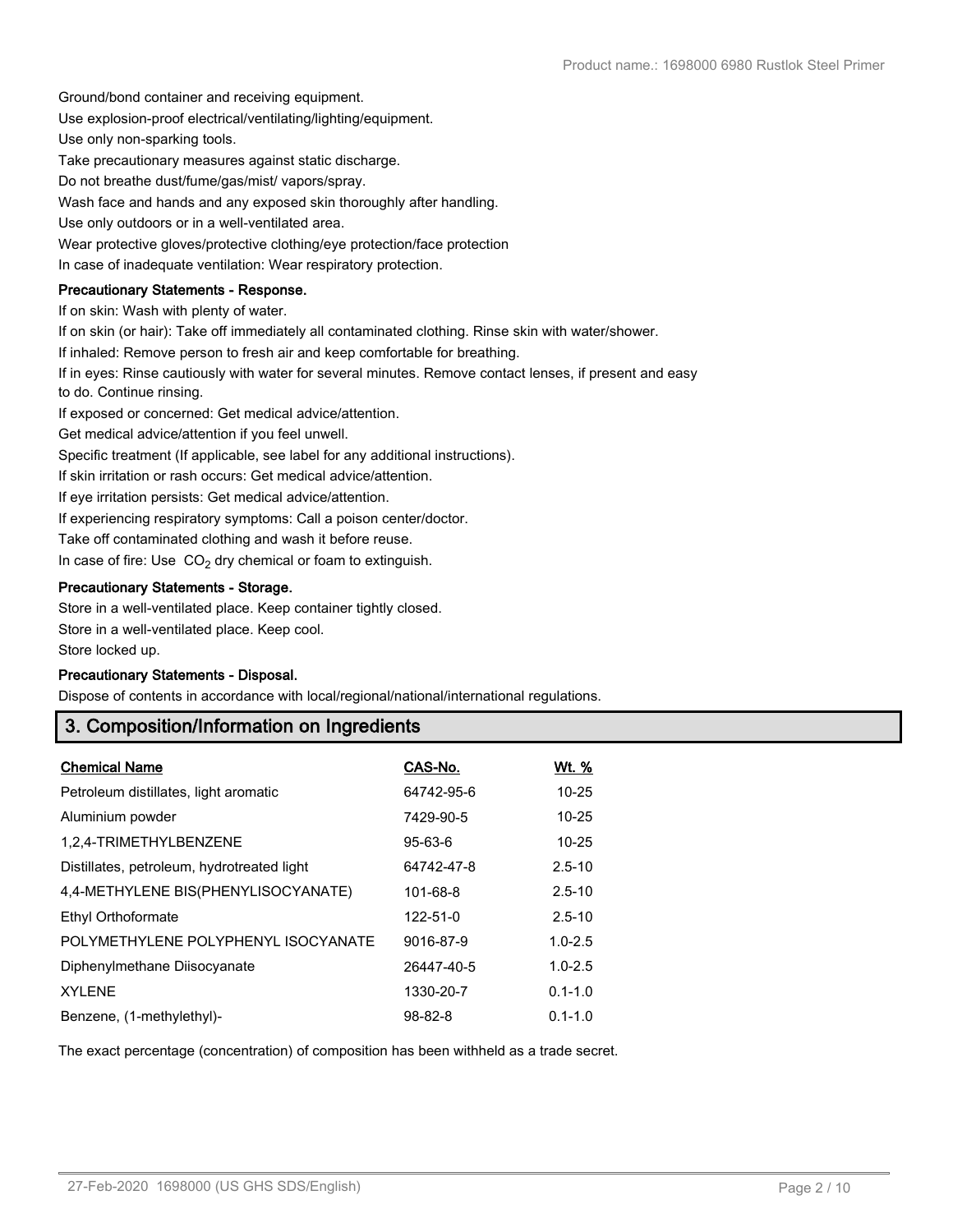Ground/bond container and receiving equipment.

Use explosion-proof electrical/ventilating/lighting/equipment.

Use only non-sparking tools.

Take precautionary measures against static discharge.

Do not breathe dust/fume/gas/mist/ vapors/spray.

Wash face and hands and any exposed skin thoroughly after handling.

Use only outdoors or in a well-ventilated area.

Wear protective gloves/protective clothing/eye protection/face protection

In case of inadequate ventilation: Wear respiratory protection.

**Precautionary Statements - Response.**

If on skin: Wash with plenty of water.

If on skin (or hair): Take off immediately all contaminated clothing. Rinse skin with water/shower.

If inhaled: Remove person to fresh air and keep comfortable for breathing.

If in eyes: Rinse cautiously with water for several minutes. Remove contact lenses, if present and easy to do. Continue rinsing.

If exposed or concerned: Get medical advice/attention.

Get medical advice/attention if you feel unwell.

Specific treatment (If applicable, see label for any additional instructions).

If skin irritation or rash occurs: Get medical advice/attention.

If eye irritation persists: Get medical advice/attention.

If experiencing respiratory symptoms: Call a poison center/doctor.

Take off contaminated clothing and wash it before reuse.

In case of fire: Use $CO_2$ dry chemical or foam to extinguish.

**Precautionary Statements - Storage.**

Store in a well-ventilated place. Keep container tightly closed.

Store in a well-ventilated place. Keep cool.

Store locked up.

**Precautionary Statements - Disposal.**

Dispose of contents in accordance with local/regional/national/international regulations.

## 3. Composition/Information on Ingredients

| Chemical Name | CAS-No. | Wt. % |
|---|---|---|
| Petroleum distillates, light aromatic | 64742-95-6 | 10-25 |
| Aluminium powder | 7429-90-5 | 10-25 |
| 1,2,4-TRIMETHYLBENZENE | 95-63-6 | 10-25 |
| Distillates, petroleum, hydrotreated light | 64742-47-8 | 2.5-10 |
| 4,4-METHYLENE BIS(PHENYLISOCYANATE) | 101-68-8 | 2.5-10 |
| Ethyl Orthoformate | 122-51-0 | 2.5-10 |
| POLYMETHYLENE POLYPHENYL ISOCYANATE | 9016-87-9 | 1.0-2.5 |
| Diphenylmethane Diisocyanate | 26447-40-5 | 1.0-2.5 |
| XYLENE | 1330-20-7 | 0.1-1.0 |
| Benzene, (1-methylethyl)- | 98-82-8 | 0.1-1.0 |

The exact percentage (concentration) of composition has been withheld as a trade secret.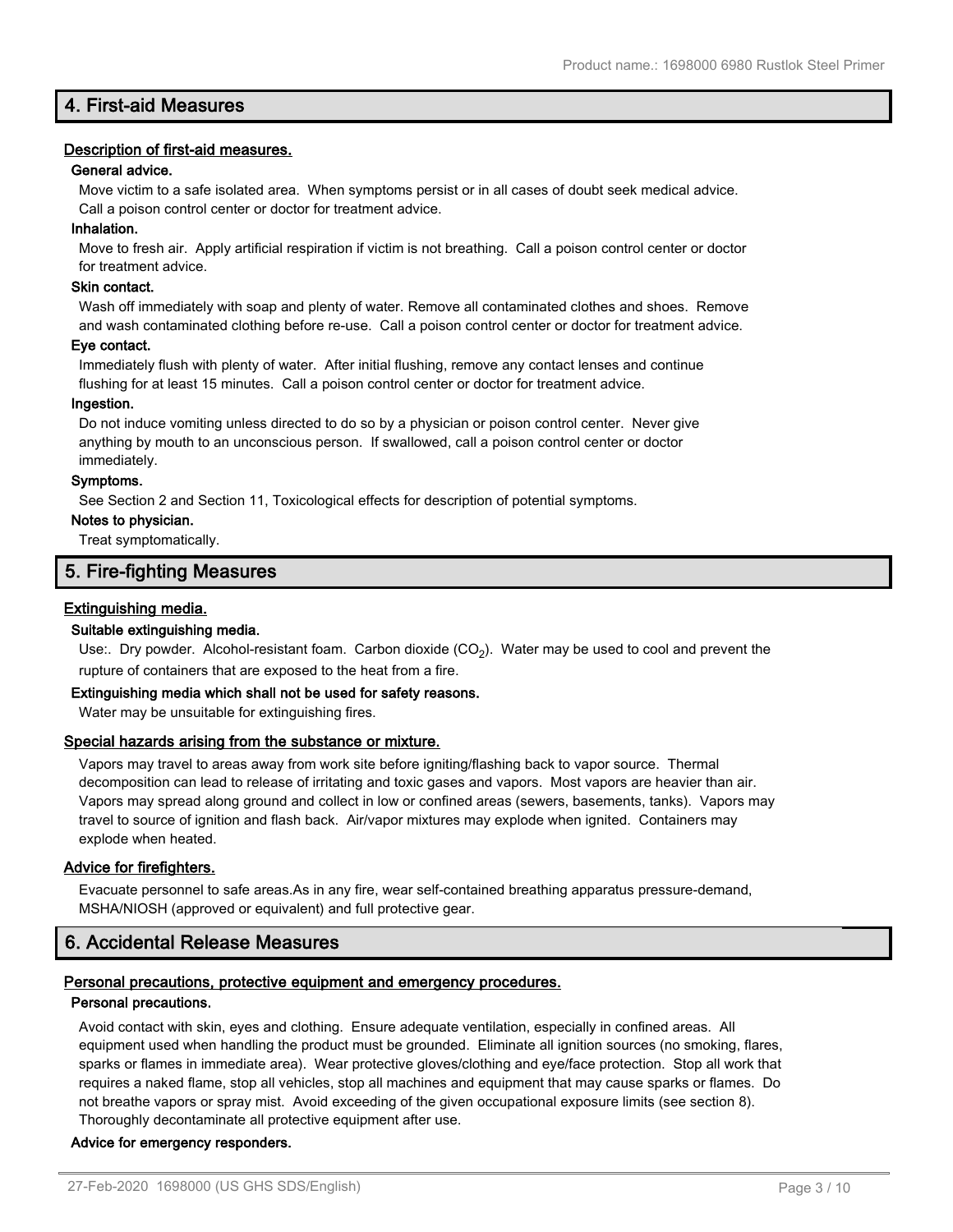## 4. First-aid Measures

### Description of first-aid measures.

**General advice.**

Move victim to a safe isolated area. When symptoms persist or in all cases of doubt seek medical advice. Call a poison control center or doctor for treatment advice.

**Inhalation.**

Move to fresh air. Apply artificial respiration if victim is not breathing. Call a poison control center or doctor for treatment advice.

**Skin contact.**

Wash off immediately with soap and plenty of water. Remove all contaminated clothes and shoes. Remove and wash contaminated clothing before re-use. Call a poison control center or doctor for treatment advice.

**Eye contact.**

Immediately flush with plenty of water. After initial flushing, remove any contact lenses and continue flushing for at least 15 minutes. Call a poison control center or doctor for treatment advice.

**Ingestion.**

Do not induce vomiting unless directed to do so by a physician or poison control center. Never give anything by mouth to an unconscious person. If swallowed, call a poison control center or doctor immediately.

**Symptoms.**

See Section 2 and Section 11, Toxicological effects for description of potential symptoms.

**Notes to physician.**

Treat symptomatically.

## 5. Fire-fighting Measures

### Extinguishing media.

**Suitable extinguishing media.**

Use:. Dry powder. Alcohol-resistant foam. Carbon dioxide ($CO_2$). Water may be used to cool and prevent the rupture of containers that are exposed to the heat from a fire.

**Extinguishing media which shall not be used for safety reasons.**

Water may be unsuitable for extinguishing fires.

### Special hazards arising from the substance or mixture.

Vapors may travel to areas away from work site before igniting/flashing back to vapor source. Thermal decomposition can lead to release of irritating and toxic gases and vapors. Most vapors are heavier than air. Vapors may spread along ground and collect in low or confined areas (sewers, basements, tanks). Vapors may travel to source of ignition and flash back. Air/vapor mixtures may explode when ignited. Containers may explode when heated.

### Advice for firefighters.

Evacuate personnel to safe areas.As in any fire, wear self-contained breathing apparatus pressure-demand, MSHA/NIOSH (approved or equivalent) and full protective gear.

## 6. Accidental Release Measures

### Personal precautions, protective equipment and emergency procedures.

**Personal precautions.**

Avoid contact with skin, eyes and clothing. Ensure adequate ventilation, especially in confined areas. All equipment used when handling the product must be grounded. Eliminate all ignition sources (no smoking, flares, sparks or flames in immediate area). Wear protective gloves/clothing and eye/face protection. Stop all work that requires a naked flame, stop all vehicles, stop all machines and equipment that may cause sparks or flames. Do not breathe vapors or spray mist. Avoid exceeding of the given occupational exposure limits (see section 8). Thoroughly decontaminate all protective equipment after use.

**Advice for emergency responders.**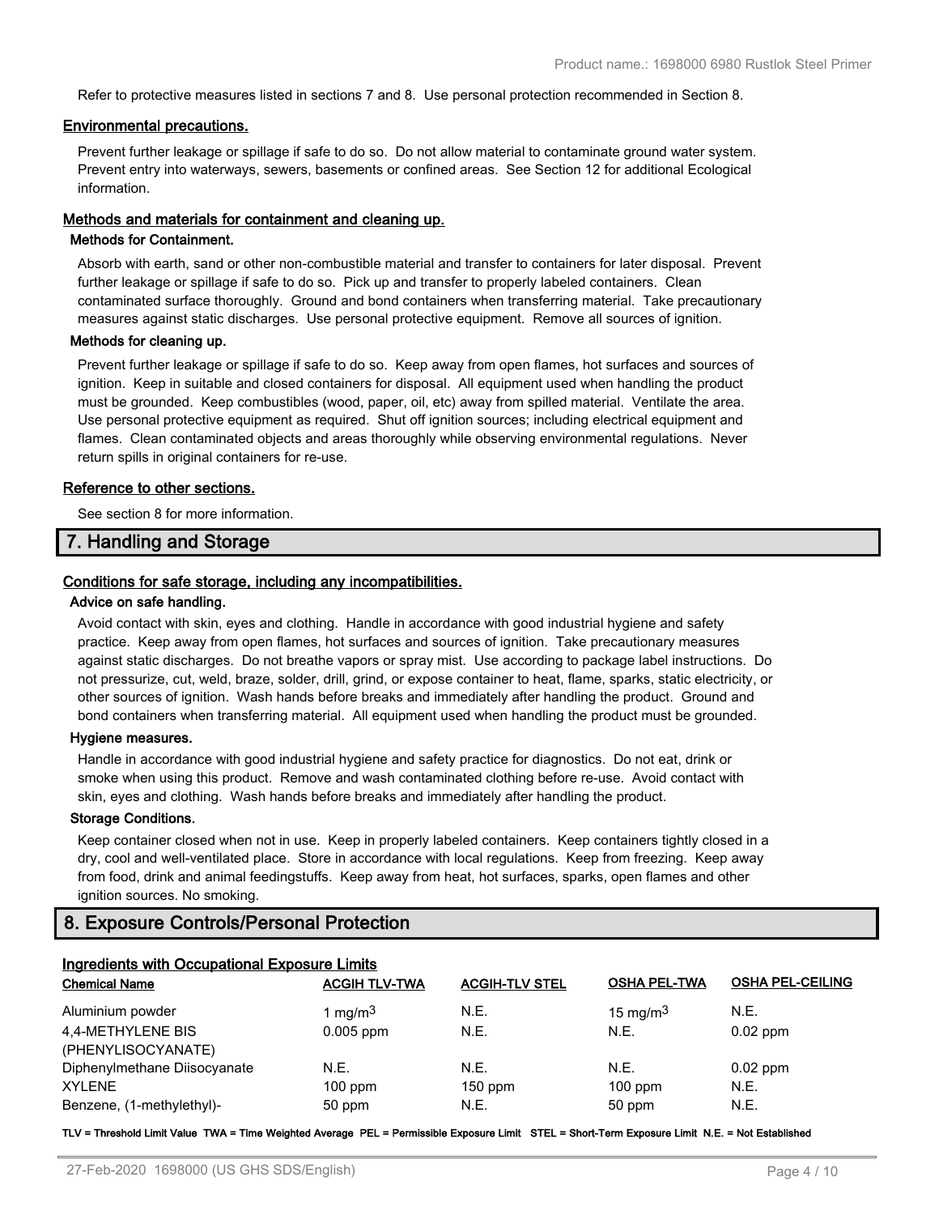Refer to protective measures listed in sections 7 and 8. Use personal protection recommended in Section 8.

### Environmental precautions.

Prevent further leakage or spillage if safe to do so. Do not allow material to contaminate ground water system. Prevent entry into waterways, sewers, basements or confined areas. See Section 12 for additional Ecological information.

### Methods and materials for containment and cleaning up.

#### Methods for Containment.

Absorb with earth, sand or other non-combustible material and transfer to containers for later disposal. Prevent further leakage or spillage if safe to do so. Pick up and transfer to properly labeled containers. Clean contaminated surface thoroughly. Ground and bond containers when transferring material. Take precautionary measures against static discharges. Use personal protective equipment. Remove all sources of ignition.

#### Methods for cleaning up.

Prevent further leakage or spillage if safe to do so. Keep away from open flames, hot surfaces and sources of ignition. Keep in suitable and closed containers for disposal. All equipment used when handling the product must be grounded. Keep combustibles (wood, paper, oil, etc) away from spilled material. Ventilate the area. Use personal protective equipment as required. Shut off ignition sources; including electrical equipment and flames. Clean contaminated objects and areas thoroughly while observing environmental regulations. Never return spills in original containers for re-use.

### Reference to other sections.

See section 8 for more information.

## 7. Handling and Storage

### Conditions for safe storage, including any incompatibilities.

#### Advice on safe handling.

Avoid contact with skin, eyes and clothing. Handle in accordance with good industrial hygiene and safety practice. Keep away from open flames, hot surfaces and sources of ignition. Take precautionary measures against static discharges. Do not breathe vapors or spray mist. Use according to package label instructions. Do not pressurize, cut, weld, braze, solder, drill, grind, or expose container to heat, flame, sparks, static electricity, or other sources of ignition. Wash hands before breaks and immediately after handling the product. Ground and bond containers when transferring material. All equipment used when handling the product must be grounded.

#### Hygiene measures.

Handle in accordance with good industrial hygiene and safety practice for diagnostics. Do not eat, drink or smoke when using this product. Remove and wash contaminated clothing before re-use. Avoid contact with skin, eyes and clothing. Wash hands before breaks and immediately after handling the product.

#### Storage Conditions.

Keep container closed when not in use. Keep in properly labeled containers. Keep containers tightly closed in a dry, cool and well-ventilated place. Store in accordance with local regulations. Keep from freezing. Keep away from food, drink and animal feedingstuffs. Keep away from heat, hot surfaces, sparks, open flames and other ignition sources. No smoking.

## 8. Exposure Controls/Personal Protection

### Ingredients with Occupational Exposure Limits

| Chemical Name | ACGIH TLV-TWA | ACGIH-TLV STEL | OSHA PEL-TWA | OSHA PEL-CEILING |
|---|---|---|---|---|
| Aluminium powder | 1 $mg/m^3$ | N.E. | 15 $mg/m^3$ | N.E. |
| 4,4-METHYLENE BIS (PHENYLISOCYANATE) | 0.005 ppm | N.E. | N.E. | 0.02 ppm |
| Diphenylmethane Diisocyanate | N.E. | N.E. | N.E. | 0.02 ppm |
| XYLENE | 100 ppm | 150 ppm | 100 ppm | N.E. |
| Benzene, (1-methylethyl)- | 50 ppm | N.E. | 50 ppm | N.E. |

**TLV = Threshold Limit Value TWA = Time Weighted Average PEL = Permissible Exposure Limit STEL = Short-Term Exposure Limit N.E. = Not Established**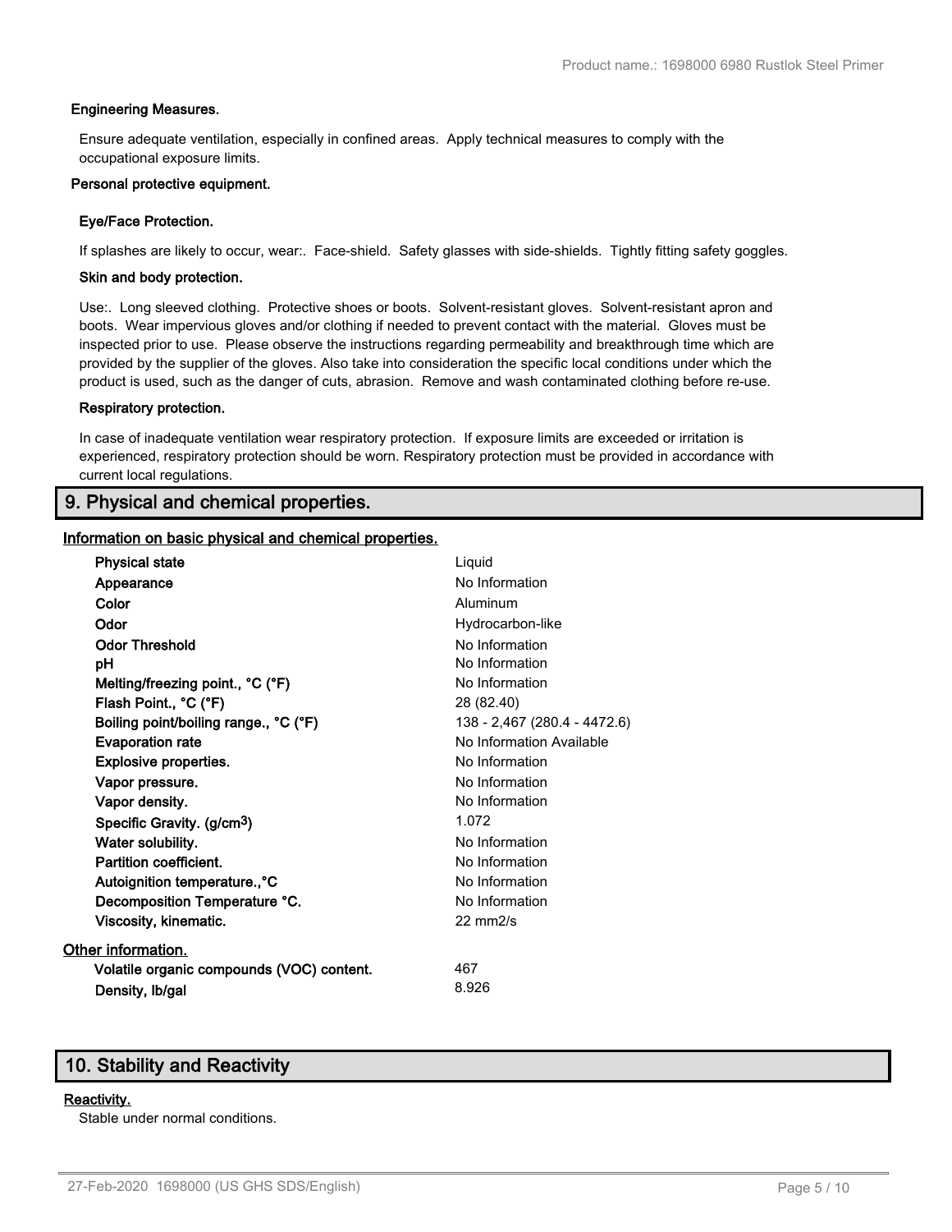#### Engineering Measures.

Ensure adequate ventilation, especially in confined areas. Apply technical measures to comply with the occupational exposure limits.

#### Personal protective equipment.

##### Eye/Face Protection.

If splashes are likely to occur, wear:. Face-shield. Safety glasses with side-shields. Tightly fitting safety goggles.

##### Skin and body protection.

Use:. Long sleeved clothing. Protective shoes or boots. Solvent-resistant gloves. Solvent-resistant apron and boots. Wear impervious gloves and/or clothing if needed to prevent contact with the material. Gloves must be inspected prior to use. Please observe the instructions regarding permeability and breakthrough time which are provided by the supplier of the gloves. Also take into consideration the specific local conditions under which the product is used, such as the danger of cuts, abrasion. Remove and wash contaminated clothing before re-use.

##### Respiratory protection.

In case of inadequate ventilation wear respiratory protection. If exposure limits are exceeded or irritation is experienced, respiratory protection should be worn. Respiratory protection must be provided in accordance with current local regulations.

## 9. Physical and chemical properties.

### Information on basic physical and chemical properties.

| Property | Value |
|---|---|
| **Physical state** | Liquid |
| **Appearance** | No Information |
| **Color** | Aluminum |
| **Odor** | Hydrocarbon-like |
| **Odor Threshold** | No Information |
| **pH** | No Information |
| **Melting/freezing point., °C (°F)** | No Information |
| **Flash Point., °C (°F)** | 28 (82.40) |
| **Boiling point/boiling range., °C (°F)** | 138 - 2,467 (280.4 - 4472.6) |
| **Evaporation rate** | No Information Available |
| **Explosive properties.** | No Information |
| **Vapor pressure.** | No Information |
| **Vapor density.** | No Information |
| **Specific Gravity. ($g/cm^3$)** | 1.072 |
| **Water solubility.** | No Information |
| **Partition coefficient.** | No Information |
| **Autoignition temperature.,°C** | No Information |
| **Decomposition Temperature °C.** | No Information |
| **Viscosity, kinematic.** | 22 mm2/s |

### Other information.

| Property | Value |
|---|---|
| **Volatile organic compounds (VOC) content.** | 467 |
| **Density, lb/gal** | 8.926 |

## 10. Stability and Reactivity

### Reactivity.

Stable under normal conditions.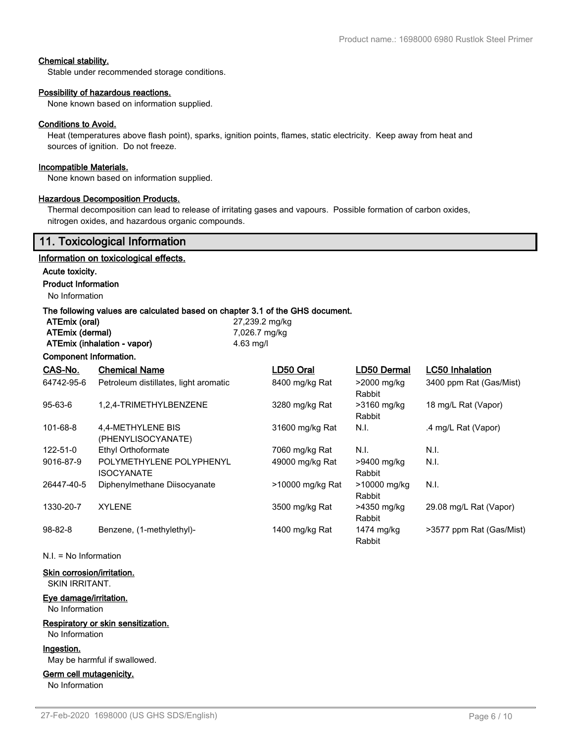#### Chemical stability.

Stable under recommended storage conditions.

#### Possibility of hazardous reactions.

None known based on information supplied.

#### Conditions to Avoid.

Heat (temperatures above flash point), sparks, ignition points, flames, static electricity. Keep away from heat and sources of ignition. Do not freeze.

#### Incompatible Materials.

None known based on information supplied.

#### Hazardous Decomposition Products.

Thermal decomposition can lead to release of irritating gases and vapours. Possible formation of carbon oxides, nitrogen oxides, and hazardous organic compounds.

## 11. Toxicological Information

#### Information on toxicological effects.

**Acute toxicity.**

**Product Information**

No Information

**The following values are calculated based on chapter 3.1 of the GHS document.**

| | |
|---|---|
| **ATEmix (oral)** | 27,239.2 mg/kg |
| **ATEmix (dermal)** | 7,026.7 mg/kg |
| **ATEmix (inhalation - vapor)** | 4.63 mg/l |

**Component Information.**

| CAS-No. | Chemical Name | LD50 Oral | LD50 Dermal | LC50 Inhalation |
|---|---|---|---|---|
| 64742-95-6 | Petroleum distillates, light aromatic | 8400 mg/kg Rat | >2000 mg/kg Rabbit | 3400 ppm Rat (Gas/Mist) |
| 95-63-6 | 1,2,4-TRIMETHYLBENZENE | 3280 mg/kg Rat | >3160 mg/kg Rabbit | 18 mg/L Rat (Vapor) |
| 101-68-8 | 4,4-METHYLENE BIS (PHENYLISOCYANATE) | 31600 mg/kg Rat | N.I. | .4 mg/L Rat (Vapor) |
| 122-51-0 | Ethyl Orthoformate | 7060 mg/kg Rat | N.I. | N.I. |
| 9016-87-9 | POLYMETHYLENE POLYPHENYL ISOCYANATE | 49000 mg/kg Rat | >9400 mg/kg Rabbit | N.I. |
| 26447-40-5 | Diphenylmethane Diisocyanate | >10000 mg/kg Rat | >10000 mg/kg Rabbit | N.I. |
| 1330-20-7 | XYLENE | 3500 mg/kg Rat | >4350 mg/kg Rabbit | 29.08 mg/L Rat (Vapor) |
| 98-82-8 | Benzene, (1-methylethyl)- | 1400 mg/kg Rat | 1474 mg/kg Rabbit | >3577 ppm Rat (Gas/Mist) |

N.I. = No Information

#### Skin corrosion/irritation.

SKIN IRRITANT.

#### Eye damage/irritation.

No Information

#### Respiratory or skin sensitization.

No Information

#### Ingestion.

May be harmful if swallowed.

#### Germ cell mutagenicity.

No Information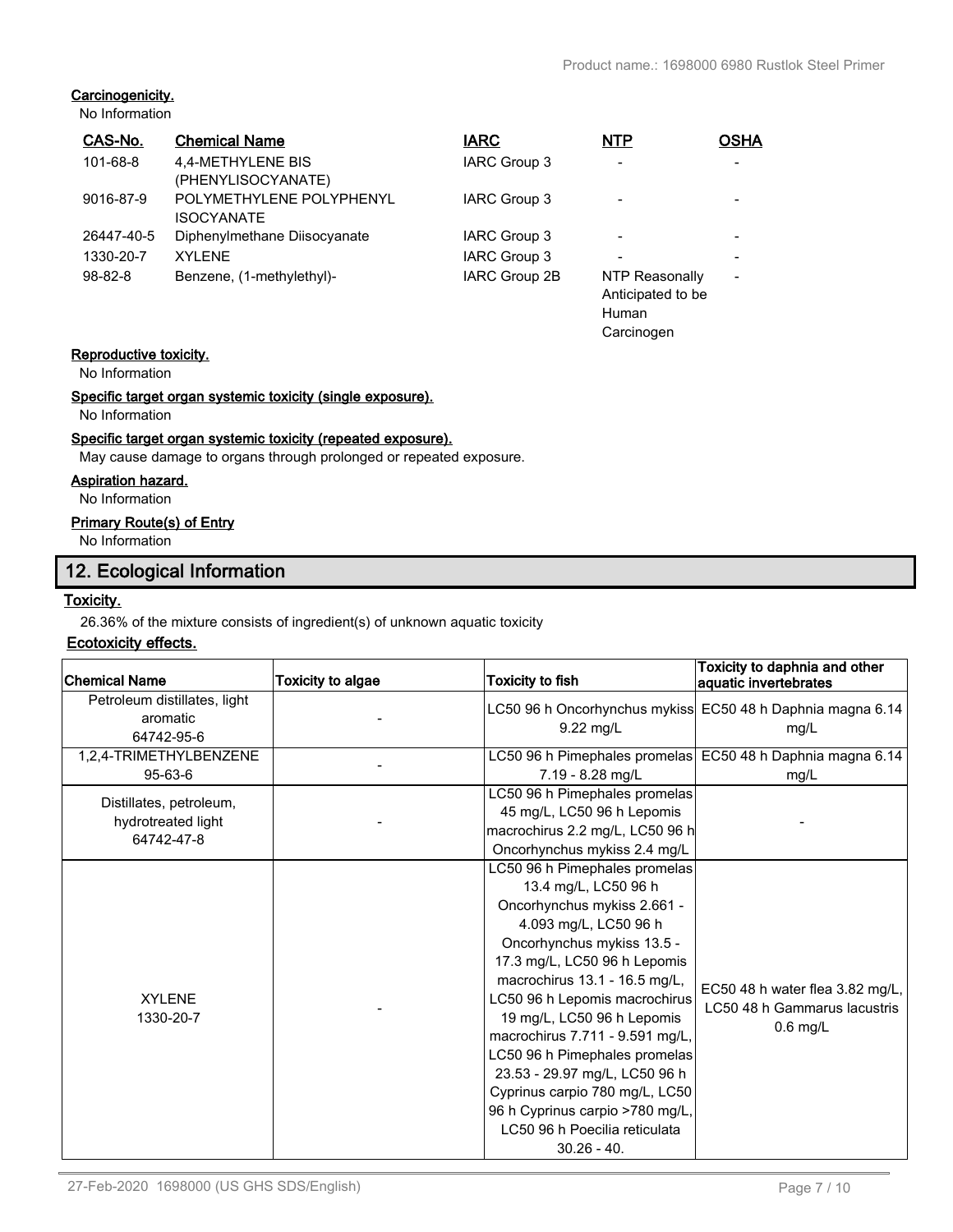**Carcinogenicity.**

No Information

| CAS-No. | Chemical Name | IARC | NTP | OSHA |
|---|---|---|---|---|
| 101-68-8 | 4,4-METHYLENE BIS (PHENYLISOCYANATE) | IARC Group 3 | - | - |
| 9016-87-9 | POLYMETHYLENE POLYPHENYL ISOCYANATE | IARC Group 3 | - | - |
| 26447-40-5 | Diphenylmethane Diisocyanate | IARC Group 3 | - | - |
| 1330-20-7 | XYLENE | IARC Group 3 | - | - |
| 98-82-8 | Benzene, (1-methylethyl)- | IARC Group 2B | NTP Reasonally Anticipated to be Human Carcinogen | - |

**Reproductive toxicity.**

No Information

**Specific target organ systemic toxicity (single exposure).**

No Information

**Specific target organ systemic toxicity (repeated exposure).**

May cause damage to organs through prolonged or repeated exposure.

**Aspiration hazard.**

No Information

**Primary Route(s) of Entry**

No Information

## 12. Ecological Information

**Toxicity.**

26.36% of the mixture consists of ingredient(s) of unknown aquatic toxicity

**Ecotoxicity effects.**

| Chemical Name | Toxicity to algae | Toxicity to fish | Toxicity to daphnia and other aquatic invertebrates |
|---|---|---|---|
| Petroleum distillates, light aromatic 64742-95-6 | - | LC50 96 h Oncorhynchus mykiss 9.22 mg/L | EC50 48 h Daphnia magna 6.14 mg/L |
| 1,2,4-TRIMETHYLBENZENE 95-63-6 | - | LC50 96 h Pimephales promelas 7.19 - 8.28 mg/L | EC50 48 h Daphnia magna 6.14 mg/L |
| Distillates, petroleum, hydrotreated light 64742-47-8 | - | LC50 96 h Pimephales promelas 45 mg/L, LC50 96 h Lepomis macrochirus 2.2 mg/L, LC50 96 h Oncorhynchus mykiss 2.4 mg/L | - |
| XYLENE 1330-20-7 | - | LC50 96 h Pimephales promelas 13.4 mg/L, LC50 96 h Oncorhynchus mykiss 2.661 - 4.093 mg/L, LC50 96 h Oncorhynchus mykiss 13.5 - 17.3 mg/L, LC50 96 h Lepomis macrochirus 13.1 - 16.5 mg/L, LC50 96 h Lepomis macrochirus 19 mg/L, LC50 96 h Lepomis macrochirus 7.711 - 9.591 mg/L, LC50 96 h Pimephales promelas 23.53 - 29.97 mg/L, LC50 96 h Cyprinus carpio 780 mg/L, LC50 96 h Cyprinus carpio >780 mg/L, LC50 96 h Poecilia reticulata 30.26 - 40. | EC50 48 h water flea 3.82 mg/L, LC50 48 h Gammarus lacustris 0.6 mg/L |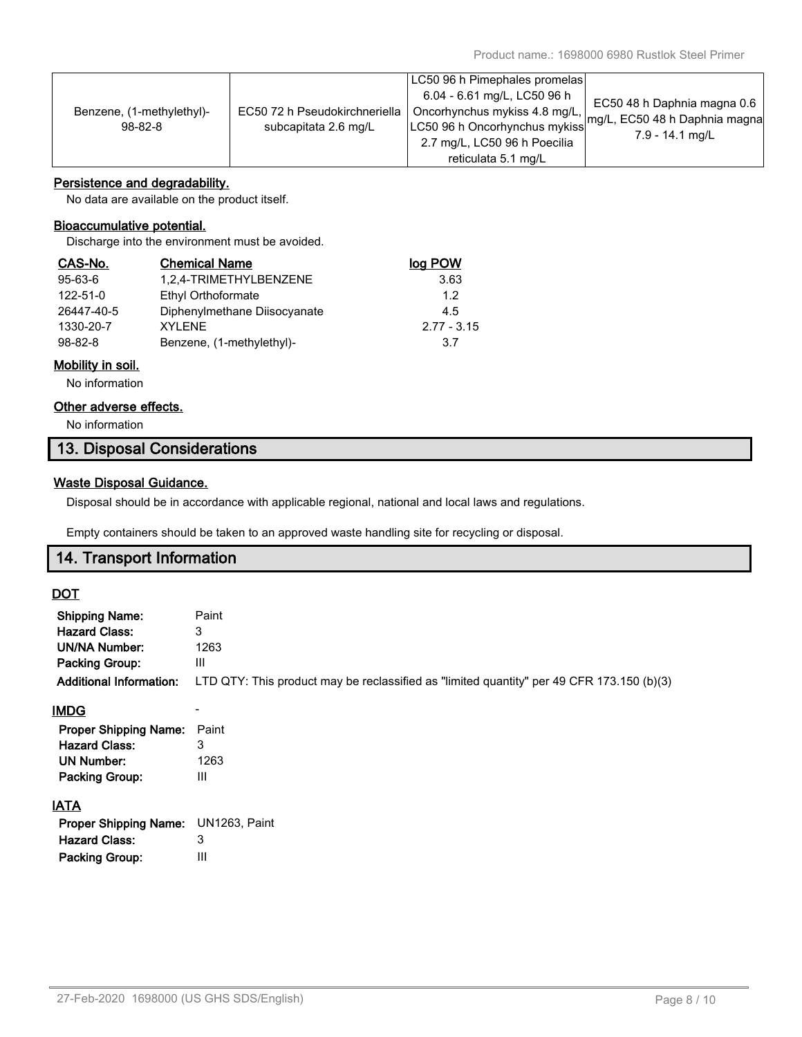| | | | |
|---|---|---|---|
| Benzene, (1-methylethyl)- 98-82-8 | EC50 72 h Pseudokirchneriella subcapitata 2.6 mg/L | LC50 96 h Pimephales promelas 6.04 - 6.61 mg/L, LC50 96 h Oncorhynchus mykiss 4.8 mg/L, LC50 96 h Oncorhynchus mykiss 2.7 mg/L, LC50 96 h Poecilia reticulata 5.1 mg/L | EC50 48 h Daphnia magna 0.6 mg/L, EC50 48 h Daphnia magna 7.9 - 14.1 mg/L |

**Persistence and degradability.**

No data are available on the product itself.

**Bioaccumulative potential.**

Discharge into the environment must be avoided.

| CAS-No. | Chemical Name | log POW |
|---|---|---|
| 95-63-6 | 1,2,4-TRIMETHYLBENZENE | 3.63 |
| 122-51-0 | Ethyl Orthoformate | 1.2 |
| 26447-40-5 | Diphenylmethane Diisocyanate | 4.5 |
| 1330-20-7 | XYLENE | 2.77 - 3.15 |
| 98-82-8 | Benzene, (1-methylethyl)- | 3.7 |

**Mobility in soil.**

No information

**Other adverse effects.**

No information

## 13. Disposal Considerations

**Waste Disposal Guidance.**

Disposal should be in accordance with applicable regional, national and local laws and regulations.

Empty containers should be taken to an approved waste handling site for recycling or disposal.

## 14. Transport Information

**DOT**

**Shipping Name:** Paint
**Hazard Class:** 3
**UN/NA Number:** 1263
**Packing Group:** III
**Additional Information:** LTD QTY: This product may be reclassified as "limited quantity" per 49 CFR 173.150 (b)(3)

**IMDG** -

**Proper Shipping Name:** Paint
**Hazard Class:** 3
**UN Number:** 1263
**Packing Group:** III

**IATA**

**Proper Shipping Name:** UN1263, Paint
**Hazard Class:** 3
**Packing Group:** III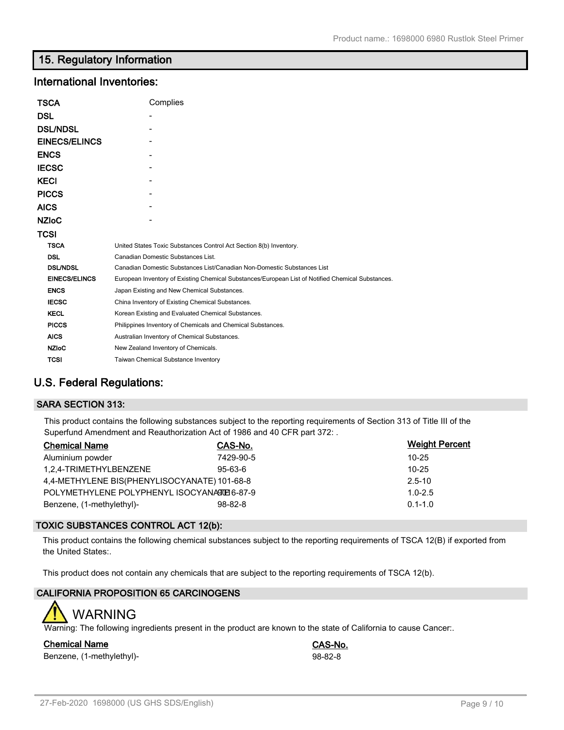## 15. Regulatory Information

### International Inventories:

| | |
|---|---|
| **TSCA** | Complies |
| **DSL** | - |
| **DSL/NDSL** | - |
| **EINECS/ELINCS** | - |
| **ENCS** | - |
| **IECSC** | - |
| **KECI** | - |
| **PICCS** | - |
| **AICS** | - |
| **NZIoC** | - |
| **TCSI** | |

| | |
|---|---|
| **TSCA** | United States Toxic Substances Control Act Section 8(b) Inventory. |
| **DSL** | Canadian Domestic Substances List. |
| **DSL/NDSL** | Canadian Domestic Substances List/Canadian Non-Domestic Substances List |
| **EINECS/ELINCS** | European Inventory of Existing Chemical Substances/European List of Notified Chemical Substances. |
| **ENCS** | Japan Existing and New Chemical Substances. |
| **IECSC** | China Inventory of Existing Chemical Substances. |
| **KECL** | Korean Existing and Evaluated Chemical Substances. |
| **PICCS** | Philippines Inventory of Chemicals and Chemical Substances. |
| **AICS** | Australian Inventory of Chemical Substances. |
| **NZIoC** | New Zealand Inventory of Chemicals. |
| **TCSI** | Taiwan Chemical Substance Inventory |

### U.S. Federal Regulations:

#### SARA SECTION 313:

This product contains the following substances subject to the reporting requirements of Section 313 of Title III of the Superfund Amendment and Reauthorization Act of 1986 and 40 CFR part 372: .

| Chemical Name | CAS-No. | Weight Percent |
|---|---|---|
| Aluminium powder | 7429-90-5 | 10-25 |
| 1,2,4-TRIMETHYLBENZENE | 95-63-6 | 10-25 |
| 4,4-METHYLENE BIS(PHENYLISOCYANATE) | 101-68-8 | 2.5-10 |
| POLYMETHYLENE POLYPHENYL ISOCYANATE | 9016-87-9 | 1.0-2.5 |
| Benzene, (1-methylethyl)- | 98-82-8 | 0.1-1.0 |

#### TOXIC SUBSTANCES CONTROL ACT 12(b):

This product contains the following chemical substances subject to the reporting requirements of TSCA 12(B) if exported from the United States:.

This product does not contain any chemicals that are subject to the reporting requirements of TSCA 12(b).

#### CALIFORNIA PROPOSITION 65 CARCINOGENS

WARNING

Warning: The following ingredients present in the product are known to the state of California to cause Cancer:.

| Chemical Name | CAS-No. |
|---|---|
| Benzene, (1-methylethyl)- | 98-82-8 |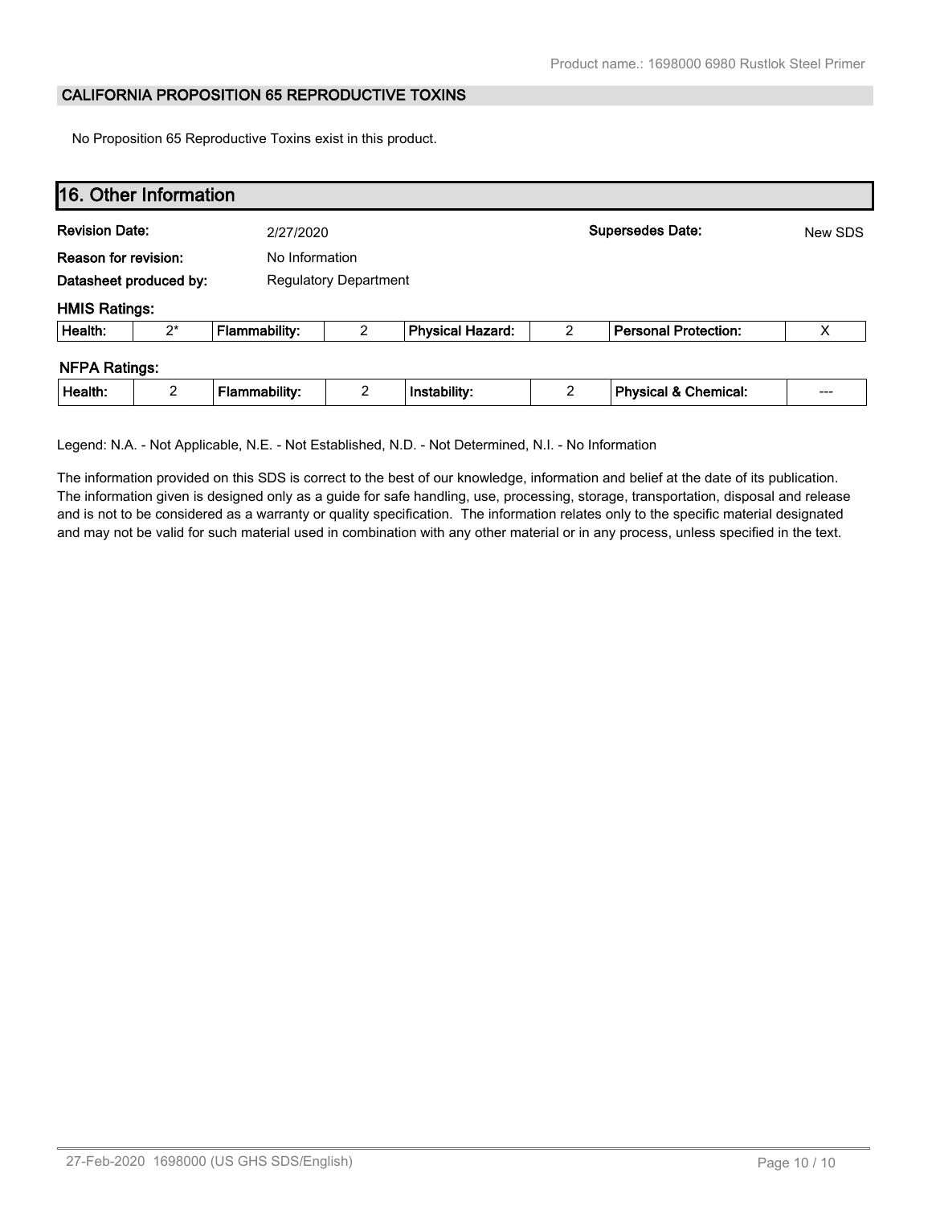### CALIFORNIA PROPOSITION 65 REPRODUCTIVE TOXINS

No Proposition 65 Reproductive Toxins exist in this product.

## 16. Other Information

**Revision Date:** 2/27/2020 **Supersedes Date:** New SDS

**Reason for revision:** No Information

**Datasheet produced by:** Regulatory Department

**HMIS Ratings:**

| | | | | | | | |
|---|---|---|---|---|---|---|---|
| **Health:** | 2* | **Flammability:** | 2 | **Physical Hazard:** | 2 | **Personal Protection:** | X |

**NFPA Ratings:**

| | | | | | | | |
|---|---|---|---|---|---|---|---|
| **Health:** | 2 | **Flammability:** | 2 | **Instability:** | 2 | **Physical & Chemical:** | --- |

Legend: N.A. - Not Applicable, N.E. - Not Established, N.D. - Not Determined, N.I. - No Information

The information provided on this SDS is correct to the best of our knowledge, information and belief at the date of its publication. The information given is designed only as a guide for safe handling, use, processing, storage, transportation, disposal and release and is not to be considered as a warranty or quality specification. The information relates only to the specific material designated and may not be valid for such material used in combination with any other material or in any process, unless specified in the text.